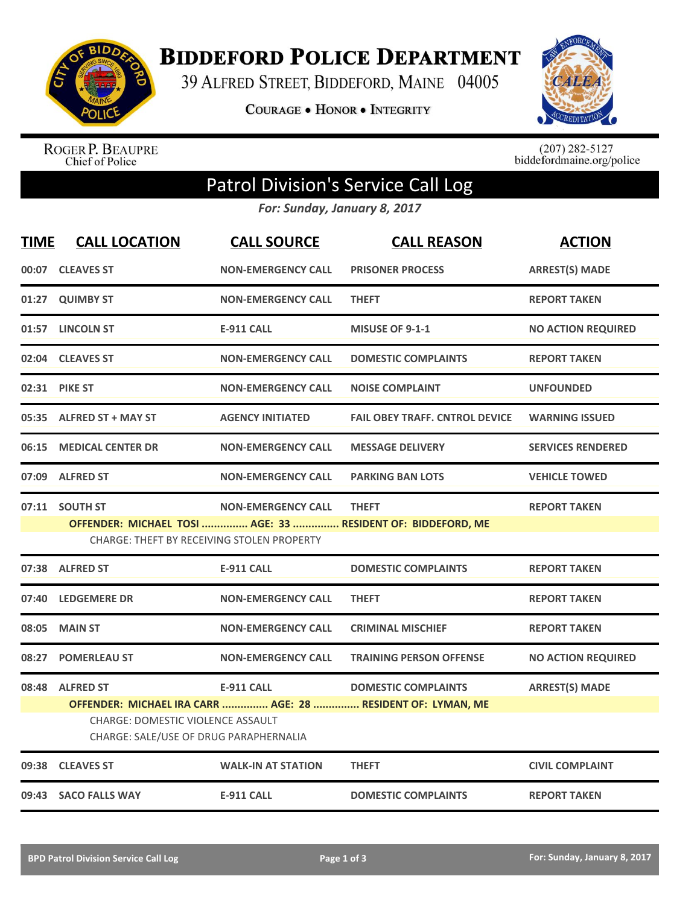# Biddeford Police Department

39 Alfred Street, Biddeford, Maine 04005

**Courage • Honor • Integrity**

Roger P. Beaupre
Chief of Police

(207) 282-5127
biddefordmaine.org/police

## Patrol Division's Service Call Log

*For: Sunday, January 8, 2017*

| TIME | CALL LOCATION | CALL SOURCE | CALL REASON | ACTION |
|---|---|---|---|---|
| 00:07 | CLEAVES ST | NON-EMERGENCY CALL | PRISONER PROCESS | ARREST(S) MADE |
| 01:27 | QUIMBY ST | NON-EMERGENCY CALL | THEFT | REPORT TAKEN |
| 01:57 | LINCOLN ST | E-911 CALL | MISUSE OF 9-1-1 | NO ACTION REQUIRED |
| 02:04 | CLEAVES ST | NON-EMERGENCY CALL | DOMESTIC COMPLAINTS | REPORT TAKEN |
| 02:31 | PIKE ST | NON-EMERGENCY CALL | NOISE COMPLAINT | UNFOUNDED |
| 05:35 | ALFRED ST + MAY ST | AGENCY INITIATED | FAIL OBEY TRAFF. CNTROL DEVICE | WARNING ISSUED |
| 06:15 | MEDICAL CENTER DR | NON-EMERGENCY CALL | MESSAGE DELIVERY | SERVICES RENDERED |
| 07:09 | ALFRED ST | NON-EMERGENCY CALL | PARKING BAN LOTS | VEHICLE TOWED |
| 07:11 | SOUTH ST | NON-EMERGENCY CALL | THEFT | REPORT TAKEN |

**OFFENDER: MICHAEL TOSI ............... AGE: 33 ............... RESIDENT OF: BIDDEFORD, ME**

CHARGE: THEFT BY RECEIVING STOLEN PROPERTY

| TIME | CALL LOCATION | CALL SOURCE | CALL REASON | ACTION |
|---|---|---|---|---|
| 07:38 | ALFRED ST | E-911 CALL | DOMESTIC COMPLAINTS | REPORT TAKEN |
| 07:40 | LEDGEMERE DR | NON-EMERGENCY CALL | THEFT | REPORT TAKEN |
| 08:05 | MAIN ST | NON-EMERGENCY CALL | CRIMINAL MISCHIEF | REPORT TAKEN |
| 08:27 | POMERLEAU ST | NON-EMERGENCY CALL | TRAINING PERSON OFFENSE | NO ACTION REQUIRED |
| 08:48 | ALFRED ST | E-911 CALL | DOMESTIC COMPLAINTS | ARREST(S) MADE |

**OFFENDER: MICHAEL IRA CARR ............... AGE: 28 ............... RESIDENT OF: LYMAN, ME**

CHARGE: DOMESTIC VIOLENCE ASSAULT

CHARGE: SALE/USE OF DRUG PARAPHERNALIA

| TIME | CALL LOCATION | CALL SOURCE | CALL REASON | ACTION |
|---|---|---|---|---|
| 09:38 | CLEAVES ST | WALK-IN AT STATION | THEFT | CIVIL COMPLAINT |
| 09:43 | SACO FALLS WAY | E-911 CALL | DOMESTIC COMPLAINTS | REPORT TAKEN |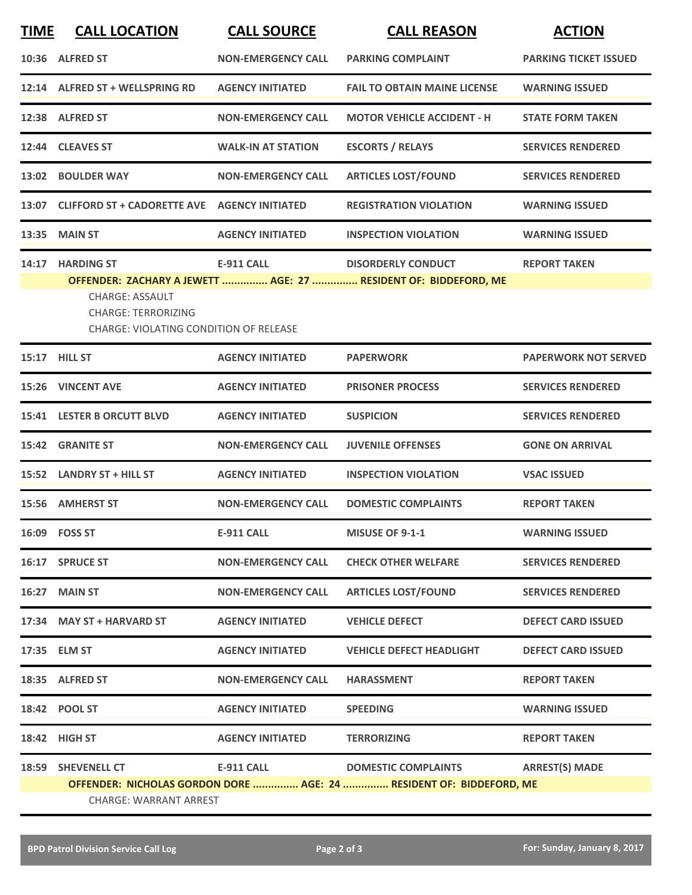| TIME | CALL LOCATION | CALL SOURCE | CALL REASON | ACTION |
|---|---|---|---|---|
| 10:36 | ALFRED ST | NON-EMERGENCY CALL | PARKING COMPLAINT | PARKING TICKET ISSUED |
| 12:14 | ALFRED ST + WELLSPRING RD | AGENCY INITIATED | FAIL TO OBTAIN MAINE LICENSE | WARNING ISSUED |
| 12:38 | ALFRED ST | NON-EMERGENCY CALL | MOTOR VEHICLE ACCIDENT - H | STATE FORM TAKEN |
| 12:44 | CLEAVES ST | WALK-IN AT STATION | ESCORTS / RELAYS | SERVICES RENDERED |
| 13:02 | BOULDER WAY | NON-EMERGENCY CALL | ARTICLES LOST/FOUND | SERVICES RENDERED |
| 13:07 | CLIFFORD ST + CADORETTE AVE | AGENCY INITIATED | REGISTRATION VIOLATION | WARNING ISSUED |
| 13:35 | MAIN ST | AGENCY INITIATED | INSPECTION VIOLATION | WARNING ISSUED |
| 14:17 | HARDING ST | E-911 CALL | DISORDERLY CONDUCT | REPORT TAKEN |

**OFFENDER: ZACHARY A JEWETT ............... AGE: 27 ............... RESIDENT OF: BIDDEFORD, ME**

CHARGE: ASSAULT
CHARGE: TERRORIZING
CHARGE: VIOLATING CONDITION OF RELEASE

| TIME | CALL LOCATION | CALL SOURCE | CALL REASON | ACTION |
|---|---|---|---|---|
| 15:17 | HILL ST | AGENCY INITIATED | PAPERWORK | PAPERWORK NOT SERVED |
| 15:26 | VINCENT AVE | AGENCY INITIATED | PRISONER PROCESS | SERVICES RENDERED |
| 15:41 | LESTER B ORCUTT BLVD | AGENCY INITIATED | SUSPICION | SERVICES RENDERED |
| 15:42 | GRANITE ST | NON-EMERGENCY CALL | JUVENILE OFFENSES | GONE ON ARRIVAL |
| 15:52 | LANDRY ST + HILL ST | AGENCY INITIATED | INSPECTION VIOLATION | VSAC ISSUED |
| 15:56 | AMHERST ST | NON-EMERGENCY CALL | DOMESTIC COMPLAINTS | REPORT TAKEN |
| 16:09 | FOSS ST | E-911 CALL | MISUSE OF 9-1-1 | WARNING ISSUED |
| 16:17 | SPRUCE ST | NON-EMERGENCY CALL | CHECK OTHER WELFARE | SERVICES RENDERED |
| 16:27 | MAIN ST | NON-EMERGENCY CALL | ARTICLES LOST/FOUND | SERVICES RENDERED |
| 17:34 | MAY ST + HARVARD ST | AGENCY INITIATED | VEHICLE DEFECT | DEFECT CARD ISSUED |
| 17:35 | ELM ST | AGENCY INITIATED | VEHICLE DEFECT HEADLIGHT | DEFECT CARD ISSUED |
| 18:35 | ALFRED ST | NON-EMERGENCY CALL | HARASSMENT | REPORT TAKEN |
| 18:42 | POOL ST | AGENCY INITIATED | SPEEDING | WARNING ISSUED |
| 18:42 | HIGH ST | AGENCY INITIATED | TERRORIZING | REPORT TAKEN |
| 18:59 | SHEVENELL CT | E-911 CALL | DOMESTIC COMPLAINTS | ARREST(S) MADE |

**OFFENDER: NICHOLAS GORDON DORE ............... AGE: 24 ............... RESIDENT OF: BIDDEFORD, ME**

CHARGE: WARRANT ARREST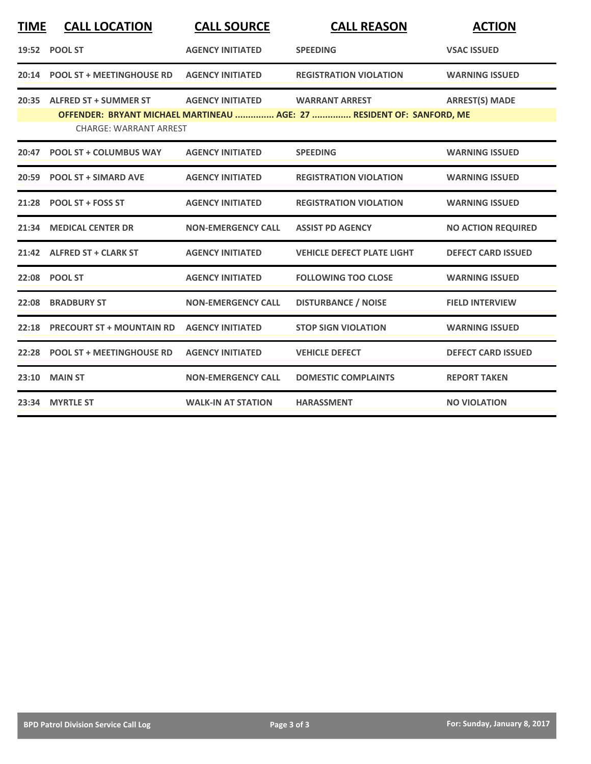| TIME | CALL LOCATION | CALL SOURCE | CALL REASON | ACTION |
|---|---|---|---|---|
| 19:52 | POOL ST | AGENCY INITIATED | SPEEDING | VSAC ISSUED |
| 20:14 | POOL ST + MEETINGHOUSE RD | AGENCY INITIATED | REGISTRATION VIOLATION | WARNING ISSUED |
| 20:35 | ALFRED ST + SUMMER ST | AGENCY INITIATED | WARRANT ARREST | ARREST(S) MADE |
| | OFFENDER: BRYANT MICHAEL MARTINEAU ............... AGE: 27 ............... RESIDENT OF: SANFORD, ME<br>CHARGE: WARRANT ARREST | | | |
| 20:47 | POOL ST + COLUMBUS WAY | AGENCY INITIATED | SPEEDING | WARNING ISSUED |
| 20:59 | POOL ST + SIMARD AVE | AGENCY INITIATED | REGISTRATION VIOLATION | WARNING ISSUED |
| 21:28 | POOL ST + FOSS ST | AGENCY INITIATED | REGISTRATION VIOLATION | WARNING ISSUED |
| 21:34 | MEDICAL CENTER DR | NON-EMERGENCY CALL | ASSIST PD AGENCY | NO ACTION REQUIRED |
| 21:42 | ALFRED ST + CLARK ST | AGENCY INITIATED | VEHICLE DEFECT PLATE LIGHT | DEFECT CARD ISSUED |
| 22:08 | POOL ST | AGENCY INITIATED | FOLLOWING TOO CLOSE | WARNING ISSUED |
| 22:08 | BRADBURY ST | NON-EMERGENCY CALL | DISTURBANCE / NOISE | FIELD INTERVIEW |
| 22:18 | PRECOURT ST + MOUNTAIN RD | AGENCY INITIATED | STOP SIGN VIOLATION | WARNING ISSUED |
| 22:28 | POOL ST + MEETINGHOUSE RD | AGENCY INITIATED | VEHICLE DEFECT | DEFECT CARD ISSUED |
| 23:10 | MAIN ST | NON-EMERGENCY CALL | DOMESTIC COMPLAINTS | REPORT TAKEN |
| 23:34 | MYRTLE ST | WALK-IN AT STATION | HARASSMENT | NO VIOLATION |